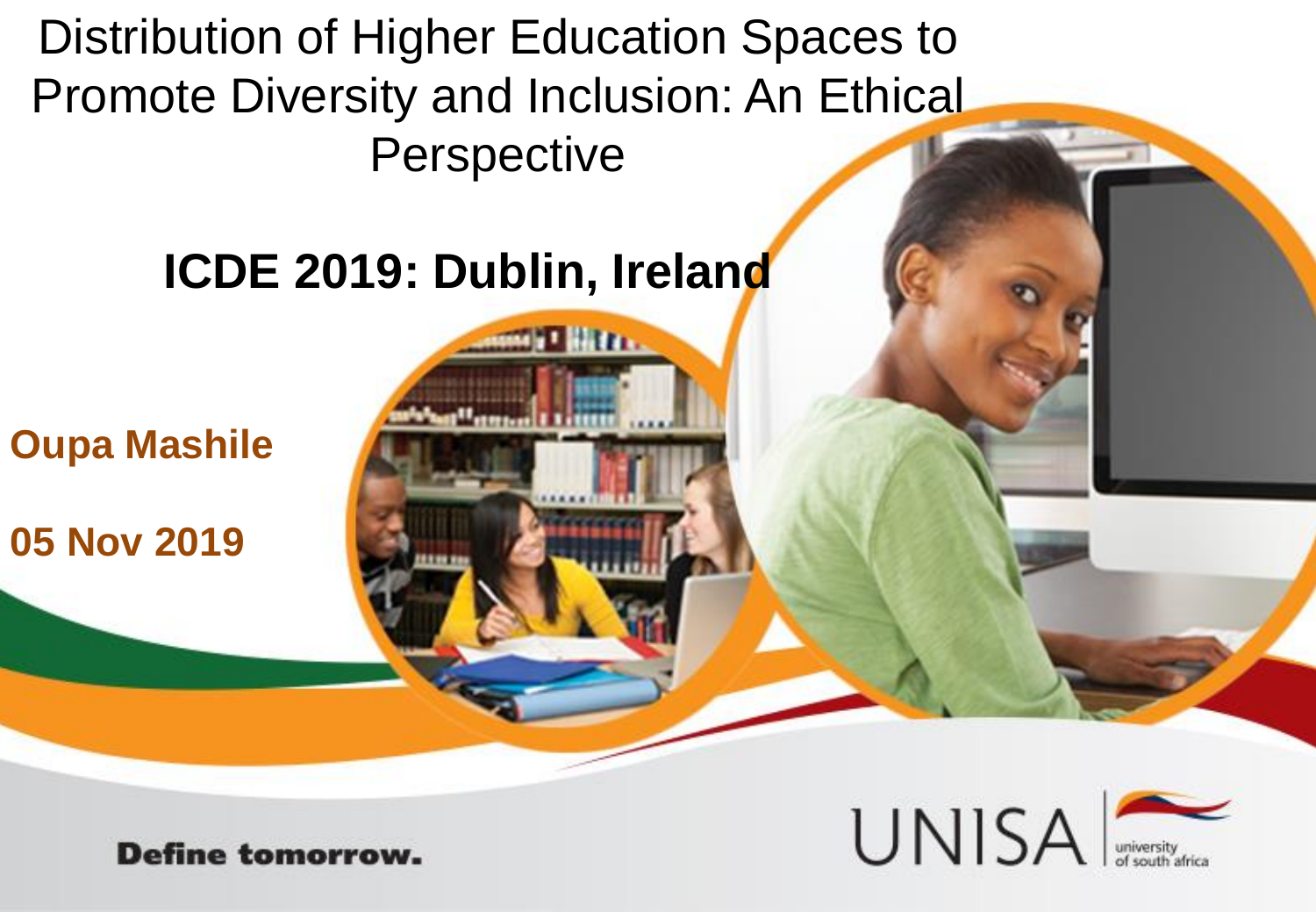# Distribution of Higher Education Spaces to Promote Diversity and Inclusion: An Ethical Perspective

## ICDE 2019: Dublin, Ireland

**Oupa Mashile**

**05 Nov 2019**

Define tomorrow.

UNISA university of south africa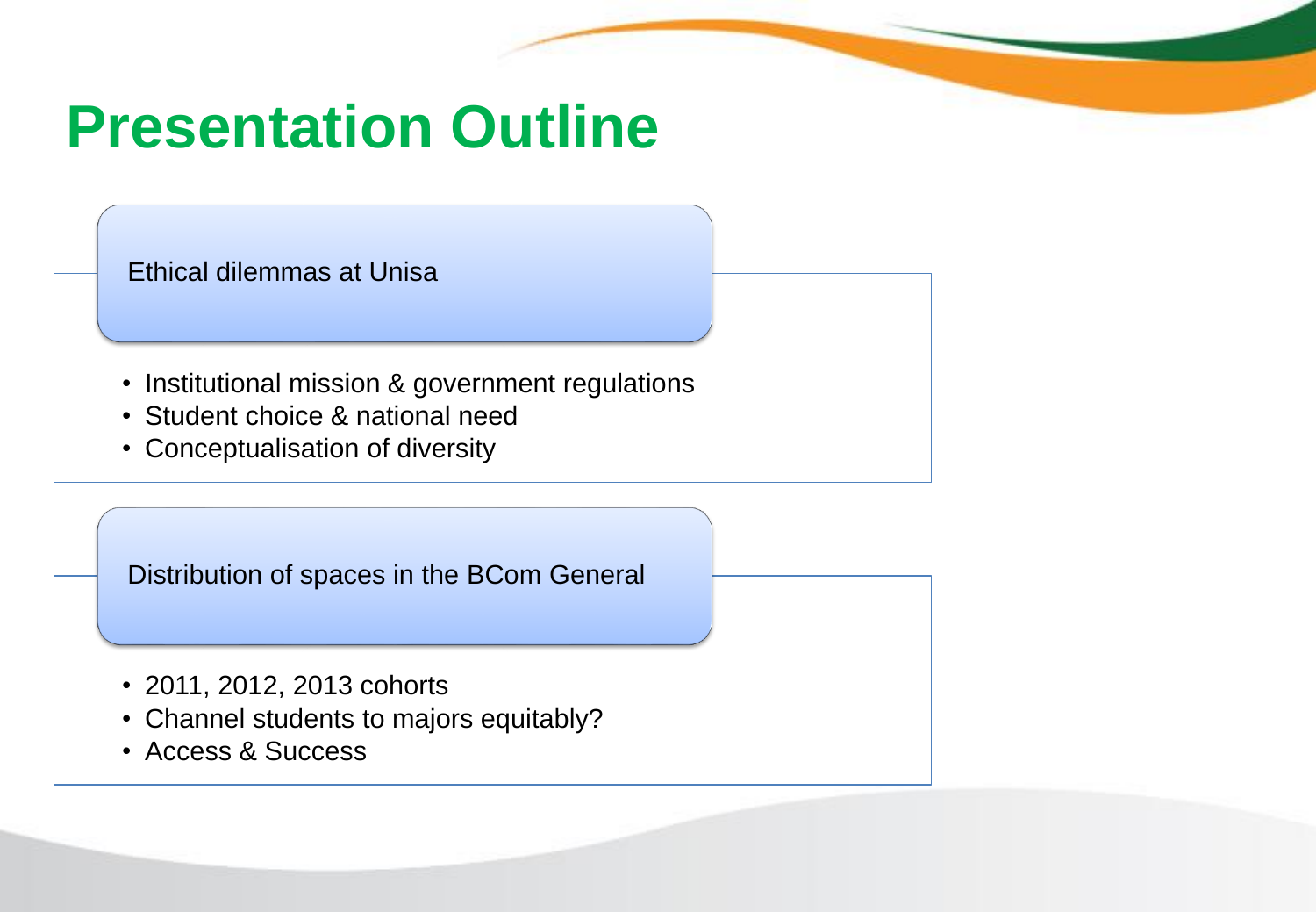# Presentation Outline

## Ethical dilemmas at Unisa

- Institutional mission & government regulations
- Student choice & national need
- Conceptualisation of diversity

## Distribution of spaces in the BCom General

- 2011, 2012, 2013 cohorts
- Channel students to majors equitably?
- Access & Success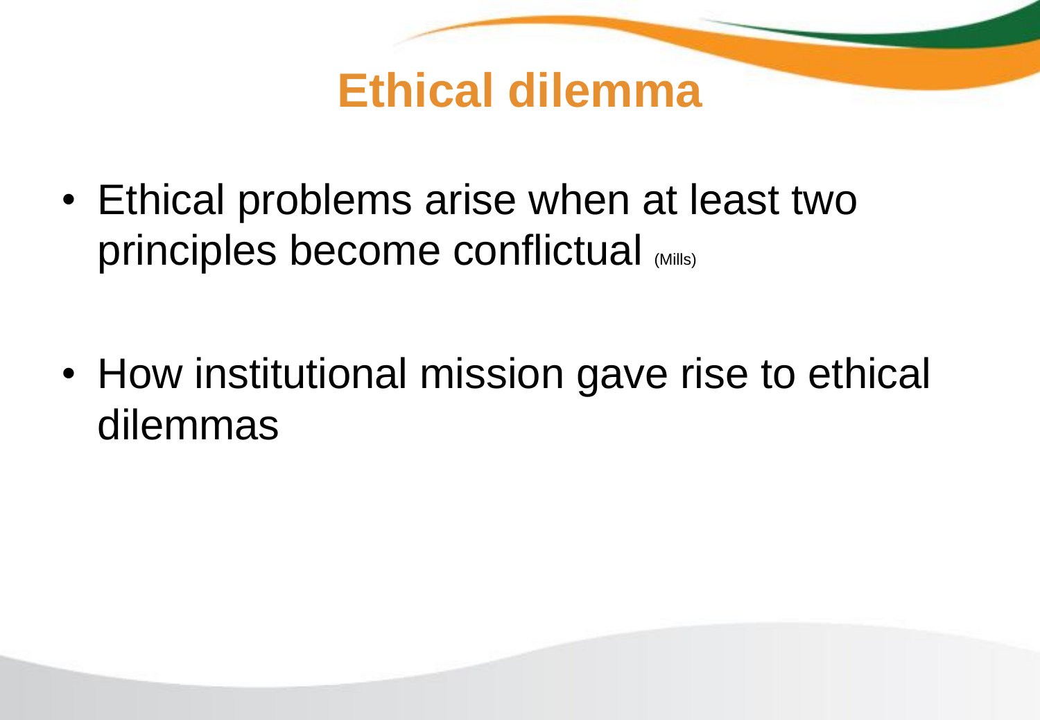# Ethical dilemma

- Ethical problems arise when at least two principles become conflictual (Mills)

- How institutional mission gave rise to ethical dilemmas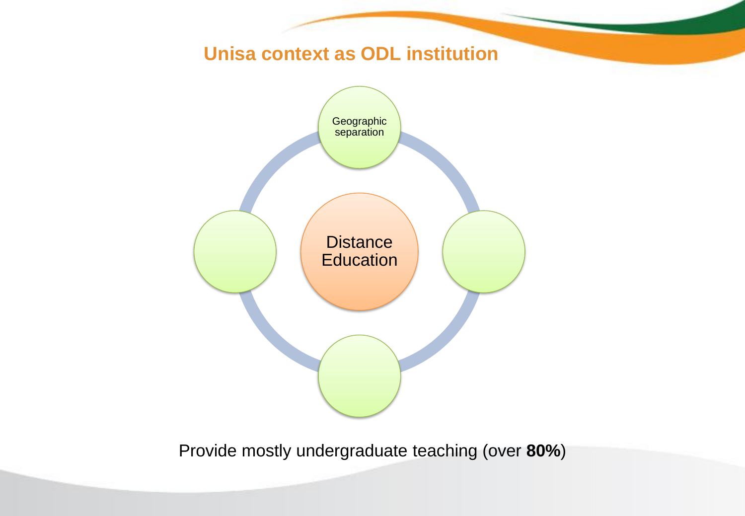## Unisa context as ODL institution

Geographic separation

Distance Education

Provide mostly undergraduate teaching (over **80%**)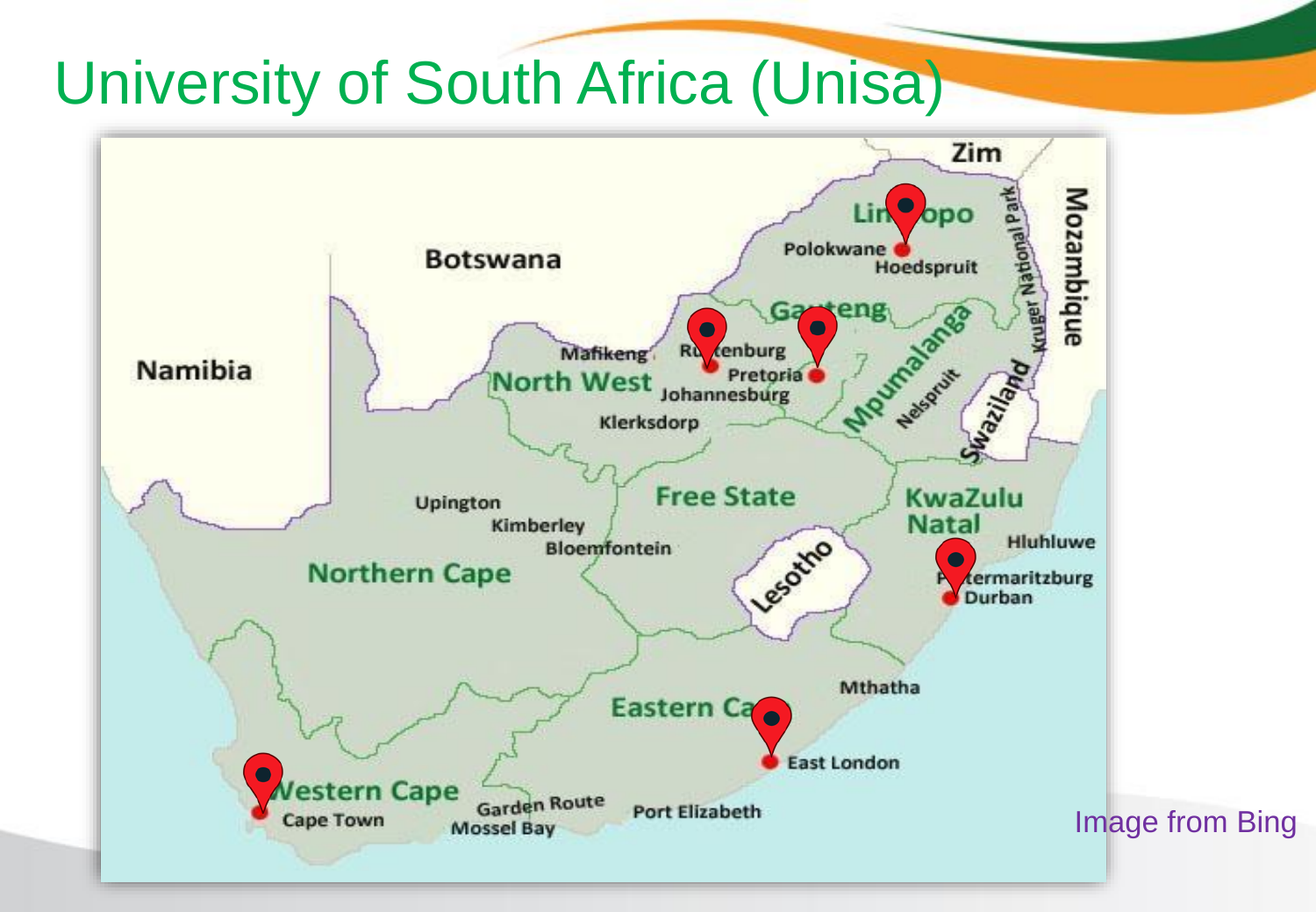# University of South Africa (Unisa)

Image from Bing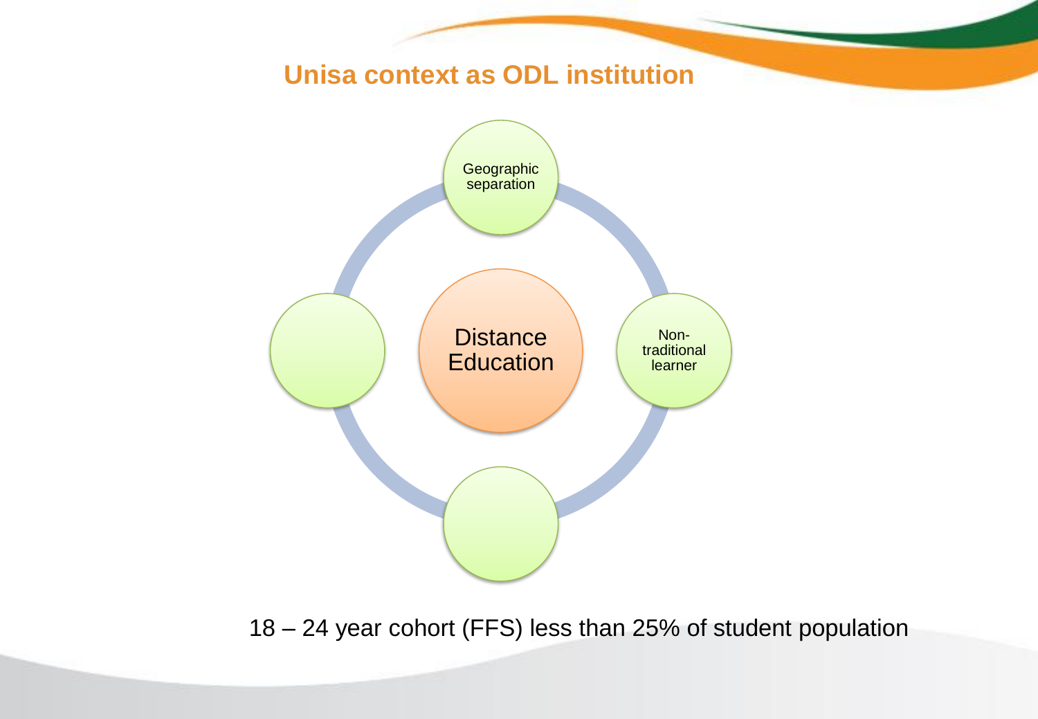## Unisa context as ODL institution

Distance Education

Geographic separation

Non-traditional learner

18 – 24 year cohort (FFS) less than 25% of student population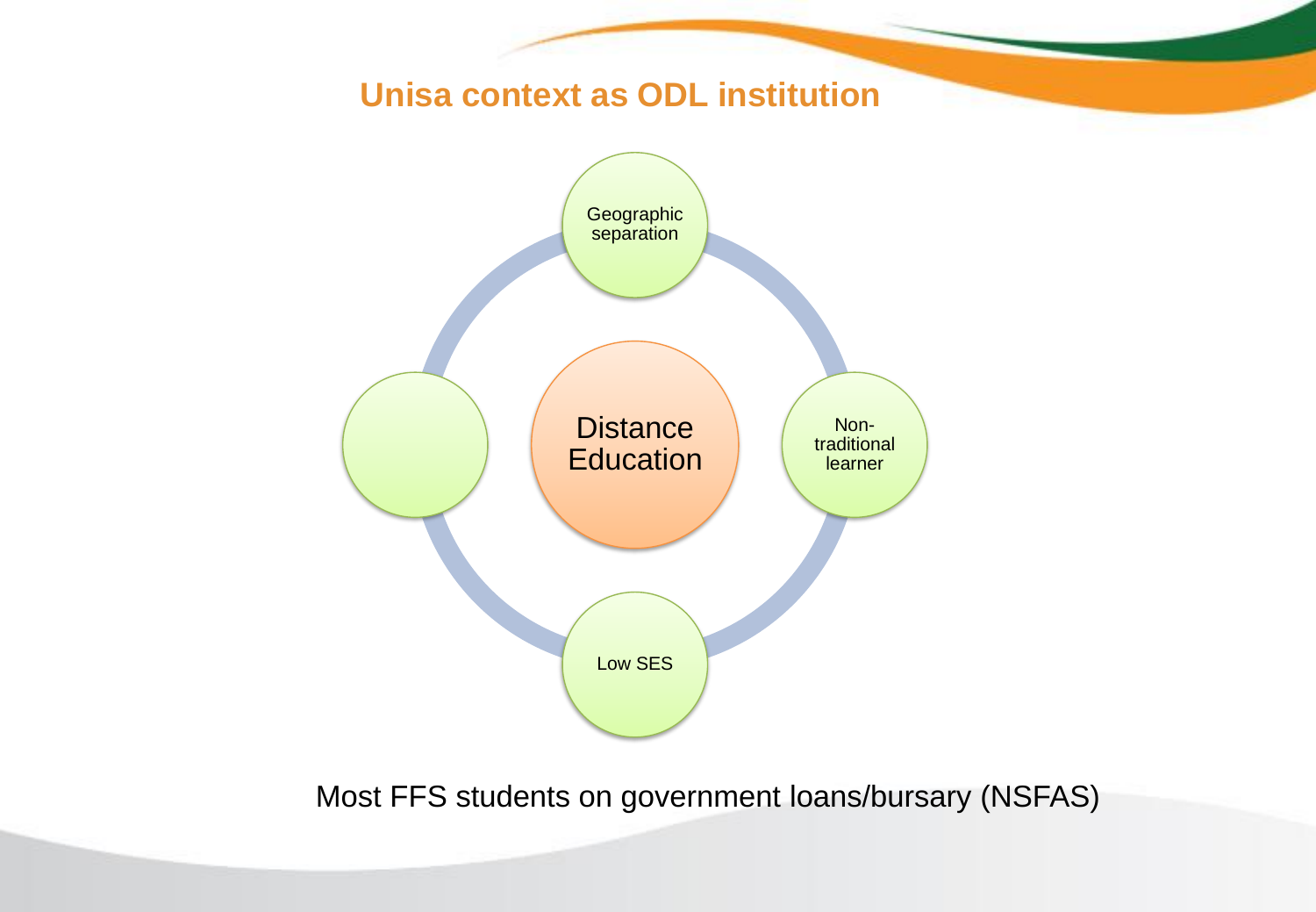## Unisa context as ODL institution

Distance Education

Geographic separation

Non-traditional learner

Low SES

Most FFS students on government loans/bursary (NSFAS)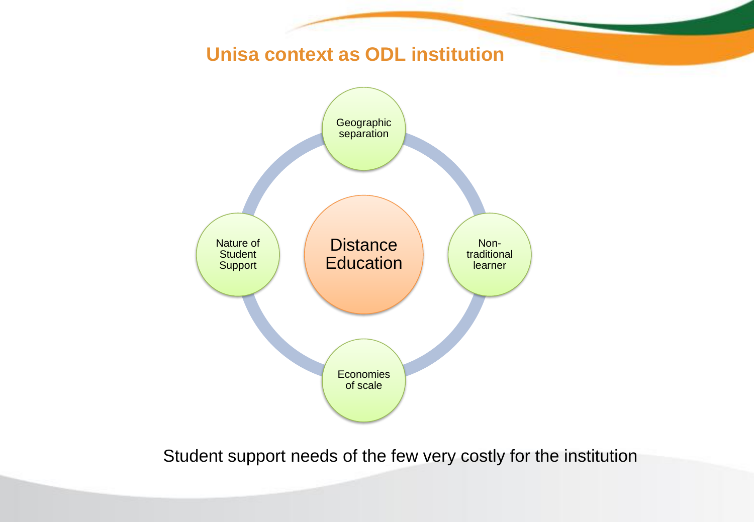# Unisa context as ODL institution

- Distance Education
  - Geographic separation
  - Non-traditional learner
  - Economies of scale
  - Nature of Student Support

Student support needs of the few very costly for the institution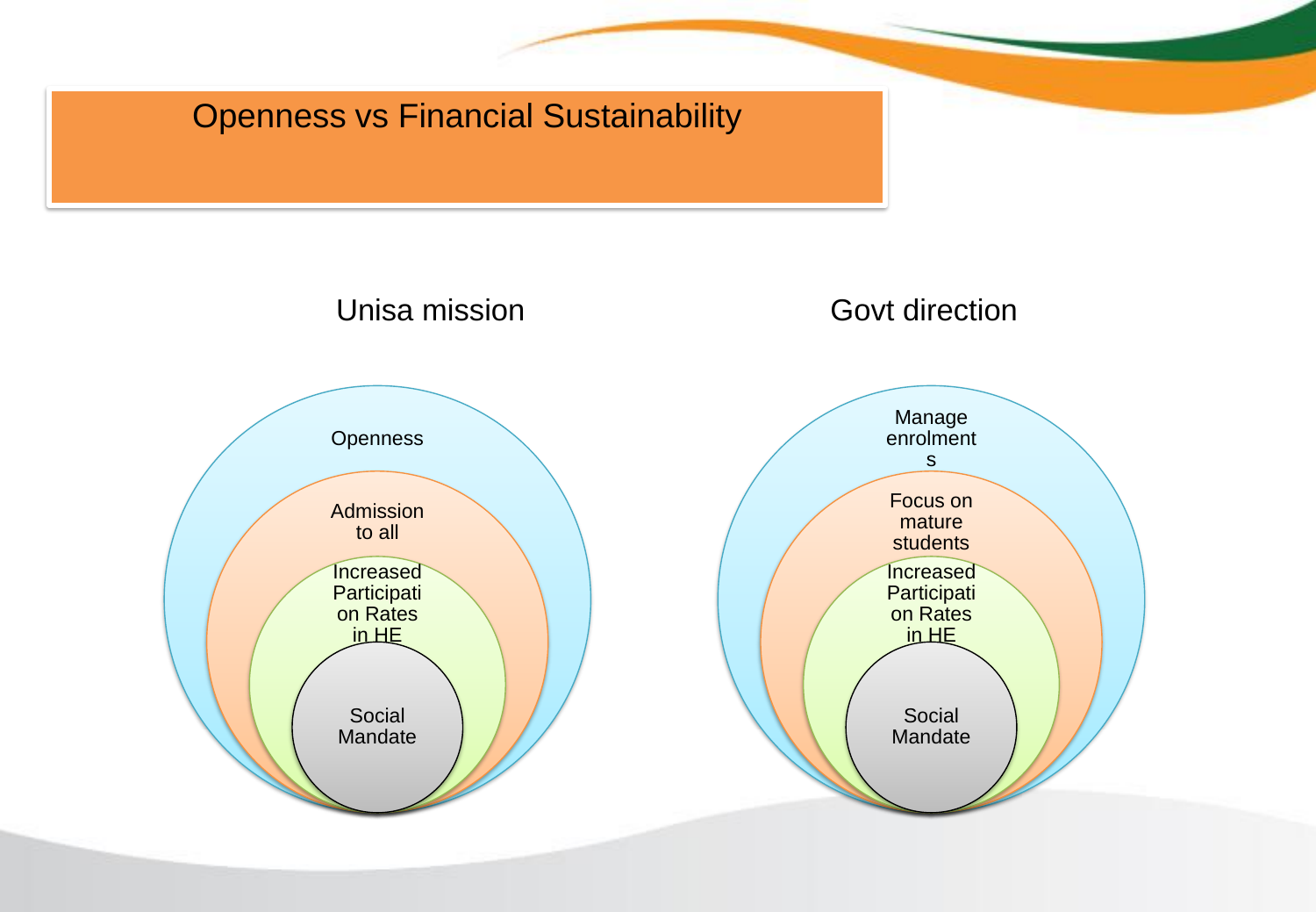# Openness vs Financial Sustainability

## Unisa mission

- Openness
  - Admission to all
    - Increased Participation Rates in HE
      - Social Mandate

## Govt direction

- Manage enrolments
  - Focus on mature students
    - Increased Participation Rates in HE
      - Social Mandate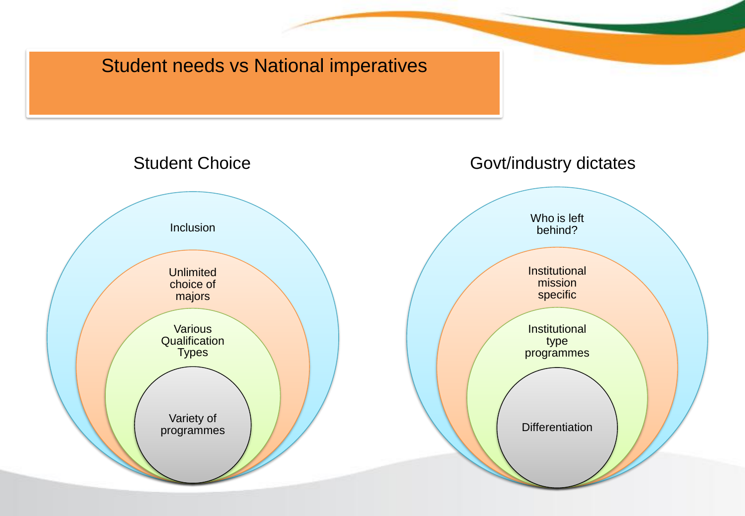# Student needs vs National imperatives

## Student Choice

- Inclusion
  - Unlimited choice of majors
    - Various Qualification Types
      - Variety of programmes

## Govt/industry dictates

- Who is left behind?
  - Institutional mission specific
    - Institutional type programmes
      - Differentiation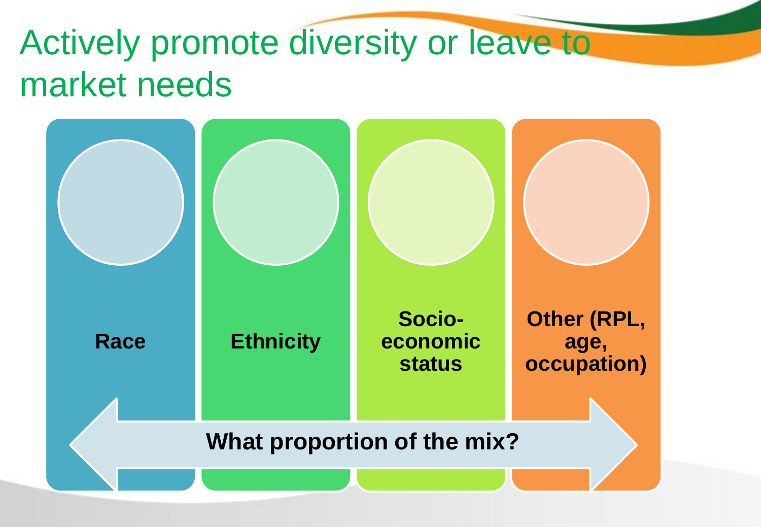# Actively promote diversity or leave to market needs

- **Race**
- **Ethnicity**
- **Socio-economic status**
- **Other (RPL, age, occupation)**

**What proportion of the mix?**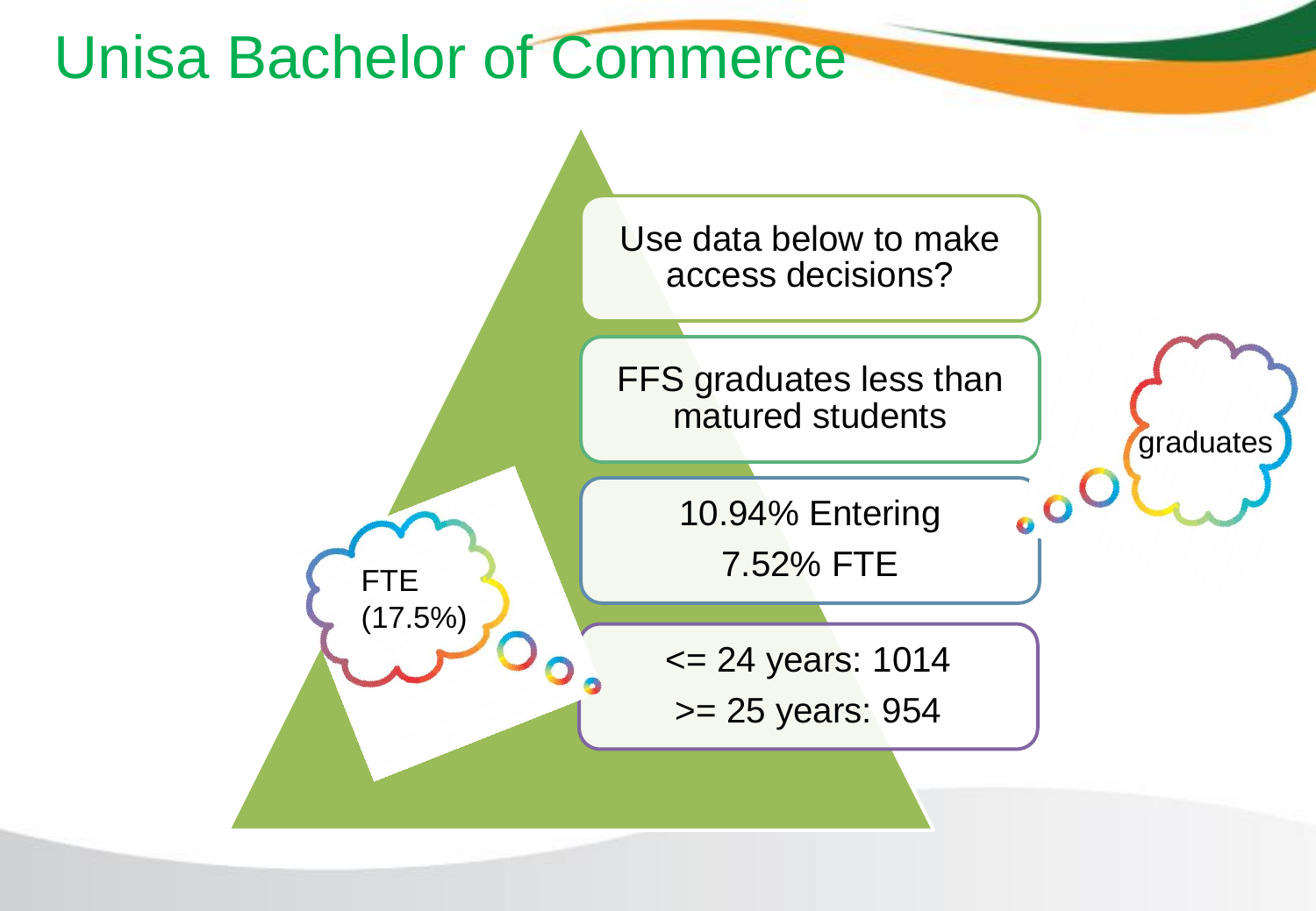# Unisa Bachelor of Commerce

Use data below to make access decisions?

FFS graduates less than matured students

10.94% Entering

7.52% FTE

<= 24 years: 1014

>= 25 years: 954

FTE (17.5%)

graduates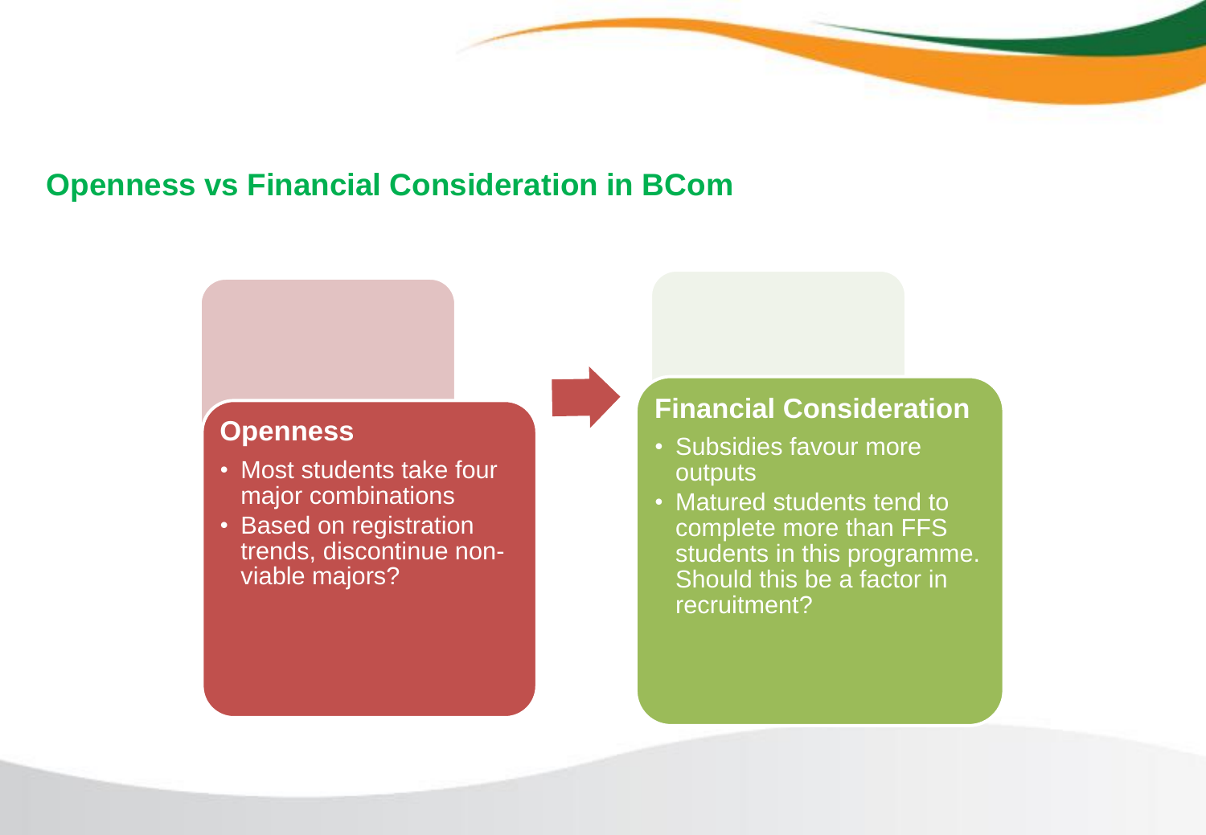## Openness vs Financial Consideration in BCom

### Openness

- Most students take four major combinations
- Based on registration trends, discontinue non-viable majors?

### Financial Consideration

- Subsidies favour more outputs
- Matured students tend to complete more than FFS students in this programme. Should this be a factor in recruitment?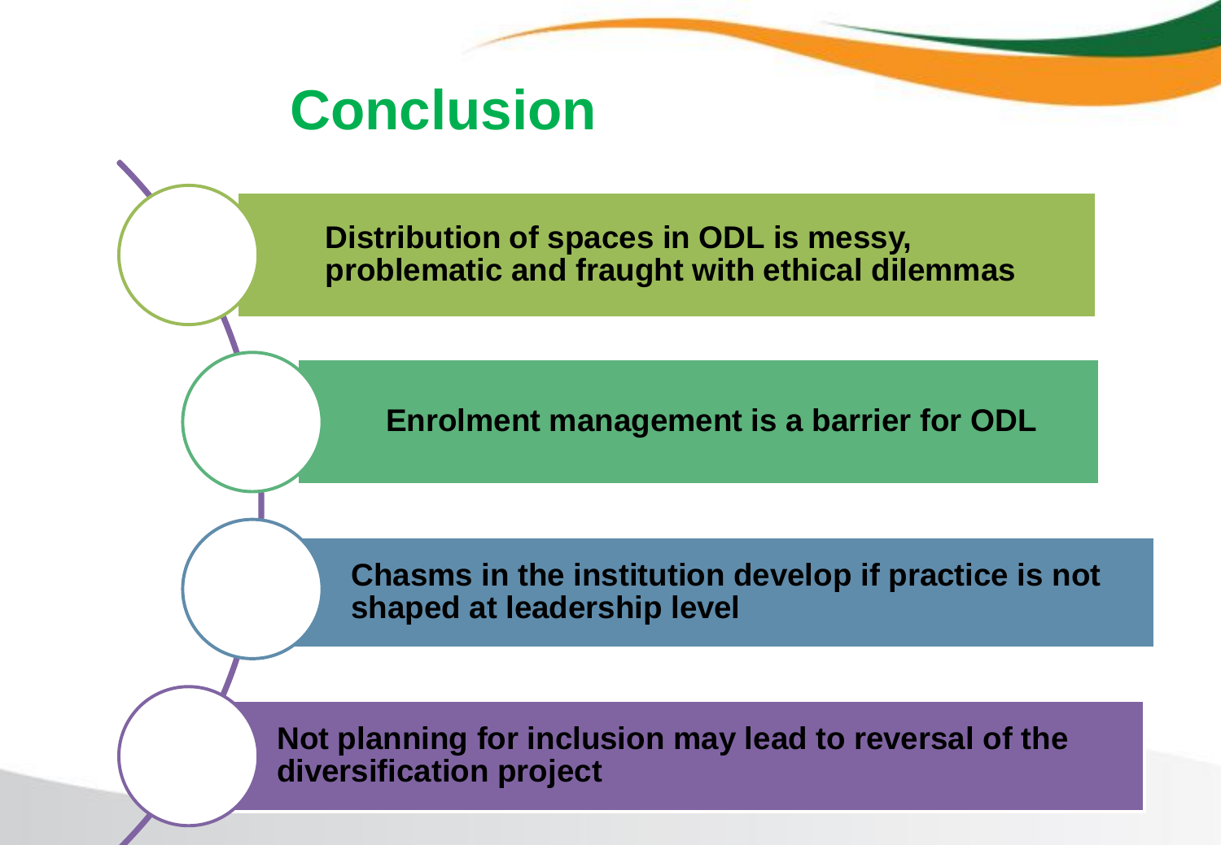# Conclusion

- **Distribution of spaces in ODL is messy, problematic and fraught with ethical dilemmas**
- **Enrolment management is a barrier for ODL**
- **Chasms in the institution develop if practice is not shaped at leadership level**
- **Not planning for inclusion may lead to reversal of the diversification project**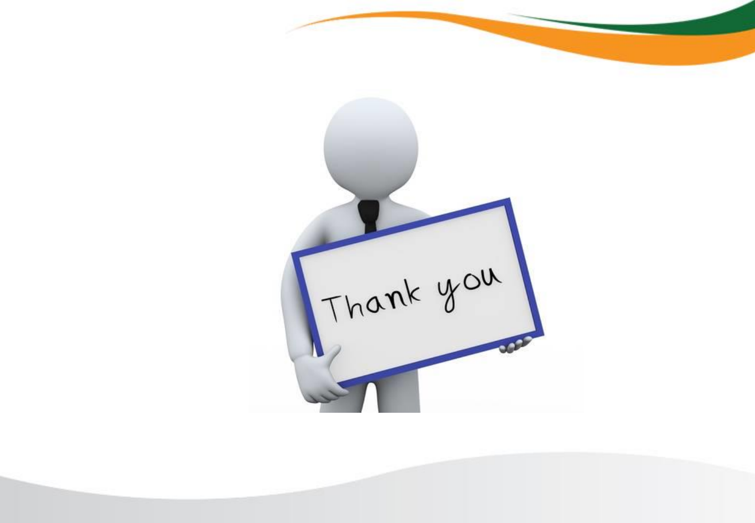Thank you